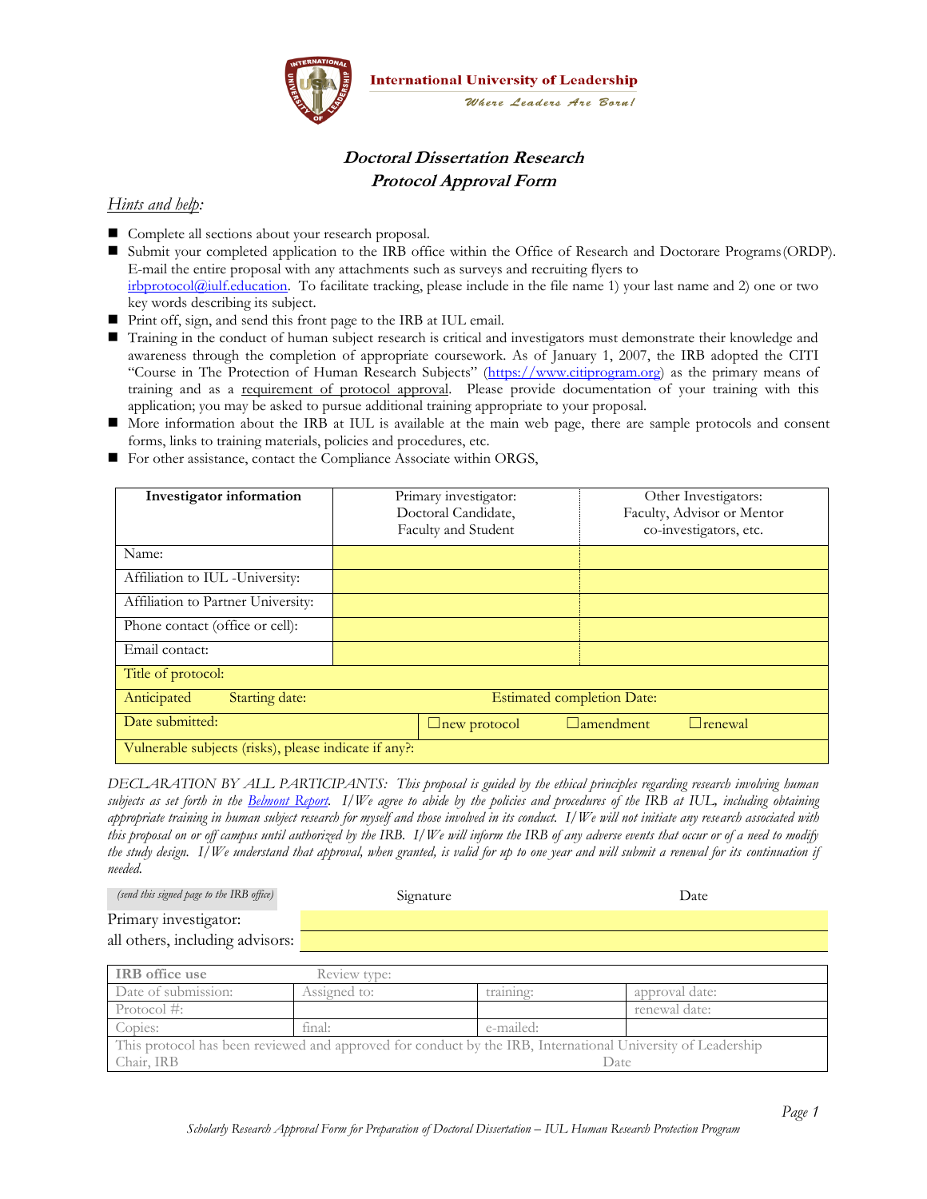International University of Leadership

*Where Leaders Are Born!*

## *Doctoral Dissertation Research*
## *Protocol Approval Form*

*Hints and help:*

- Complete all sections about your research proposal.
- Submit your completed application to the IRB office within the Office of Research and Doctorare Programs (ORDP). E-mail the entire proposal with any attachments such as surveys and recruiting flyers to irbprotocol@iulf.education. To facilitate tracking, please include in the file name 1) your last name and 2) one or two key words describing its subject.
- Print off, sign, and send this front page to the IRB at IUL email.
- Training in the conduct of human subject research is critical and investigators must demonstrate their knowledge and awareness through the completion of appropriate coursework. As of January 1, 2007, the IRB adopted the CITI "Course in The Protection of Human Research Subjects" (https://www.citiprogram.org) as the primary means of training and as a requirement of protocol approval. Please provide documentation of your training with this application; you may be asked to pursue additional training appropriate to your proposal.
- More information about the IRB at IUL is available at the main web page, there are sample protocols and consent forms, links to training materials, policies and procedures, etc.
- For other assistance, contact the Compliance Associate within ORGS,

| **Investigator information** | Primary investigator: Doctoral Candidate, Faculty and Student | Other Investigators: Faculty, Advisor or Mentor co-investigators, etc. |
|---|---|---|
| Name: | | |
| Affiliation to IUL -University: | | |
| Affiliation to Partner University: | | |
| Phone contact (office or cell): | | |
| Email contact: | | |
| Title of protocol: | | |
| Anticipated Starting date: | Estimated completion Date: | |
| Date submitted: | ☐new protocol ☐amendment | ☐renewal |
| Vulnerable subjects (risks), please indicate if any?: | | |

*DECLARATION BY ALL PARTICIPANTS: This proposal is guided by the ethical principles regarding research involving human subjects as set forth in the Belmont Report. I/We agree to abide by the policies and procedures of the IRB at IUL, including obtaining appropriate training in human subject research for myself and those involved in its conduct. I/We will not initiate any research associated with this proposal on or off campus until authorized by the IRB. I/We will inform the IRB of any adverse events that occur or of a need to modify the study design. I/We understand that approval, when granted, is valid for up to one year and will submit a renewal for its continuation if needed.*

| *(send this signed page to the IRB office)* | Signature | Date |
|---|---|---|
| Primary investigator: | | |
| all others, including advisors: | | |

| **IRB office use** | Review type: | | |
|---|---|---|---|
| Date of submission: | Assigned to: | training: | approval date: |
| Protocol #: | | | renewal date: |
| Copies: | final: | e-mailed: | |
| This protocol has been reviewed and approved for conduct by the IRB, International University of Leadership | | | |
| Chair, IRB | | Date | |

*Scholarly Research Approval Form for Preparation of Doctoral Dissertation – IUL Human Research Protection Program*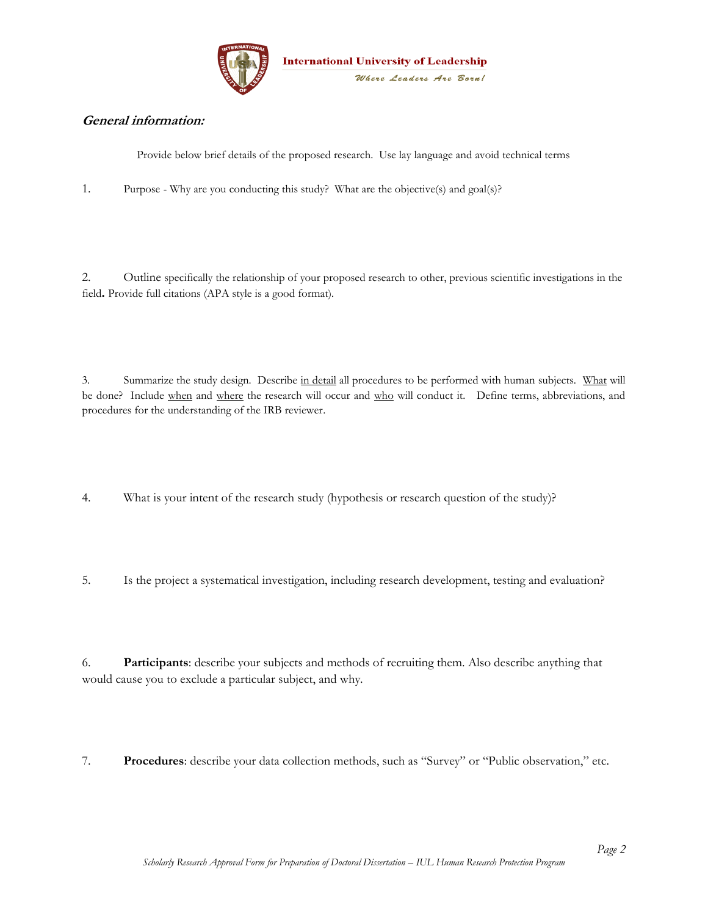## *General information:*

Provide below brief details of the proposed research. Use lay language and avoid technical terms

1. Purpose - Why are you conducting this study? What are the objective(s) and goal(s)?

2. Outline specifically the relationship of your proposed research to other, previous scientific investigations in the field**.** Provide full citations (APA style is a good format).

3. Summarize the study design. Describe <u>in detail</u> all procedures to be performed with human subjects. <u>What</u> will be done? Include <u>when</u> and <u>where</u> the research will occur and <u>who</u> will conduct it. Define terms, abbreviations, and procedures for the understanding of the IRB reviewer.

4. What is your intent of the research study (hypothesis or research question of the study)?

5. Is the project a systematical investigation, including research development, testing and evaluation?

6. **Participants**: describe your subjects and methods of recruiting them. Also describe anything that would cause you to exclude a particular subject, and why.

7. **Procedures**: describe your data collection methods, such as "Survey" or "Public observation," etc.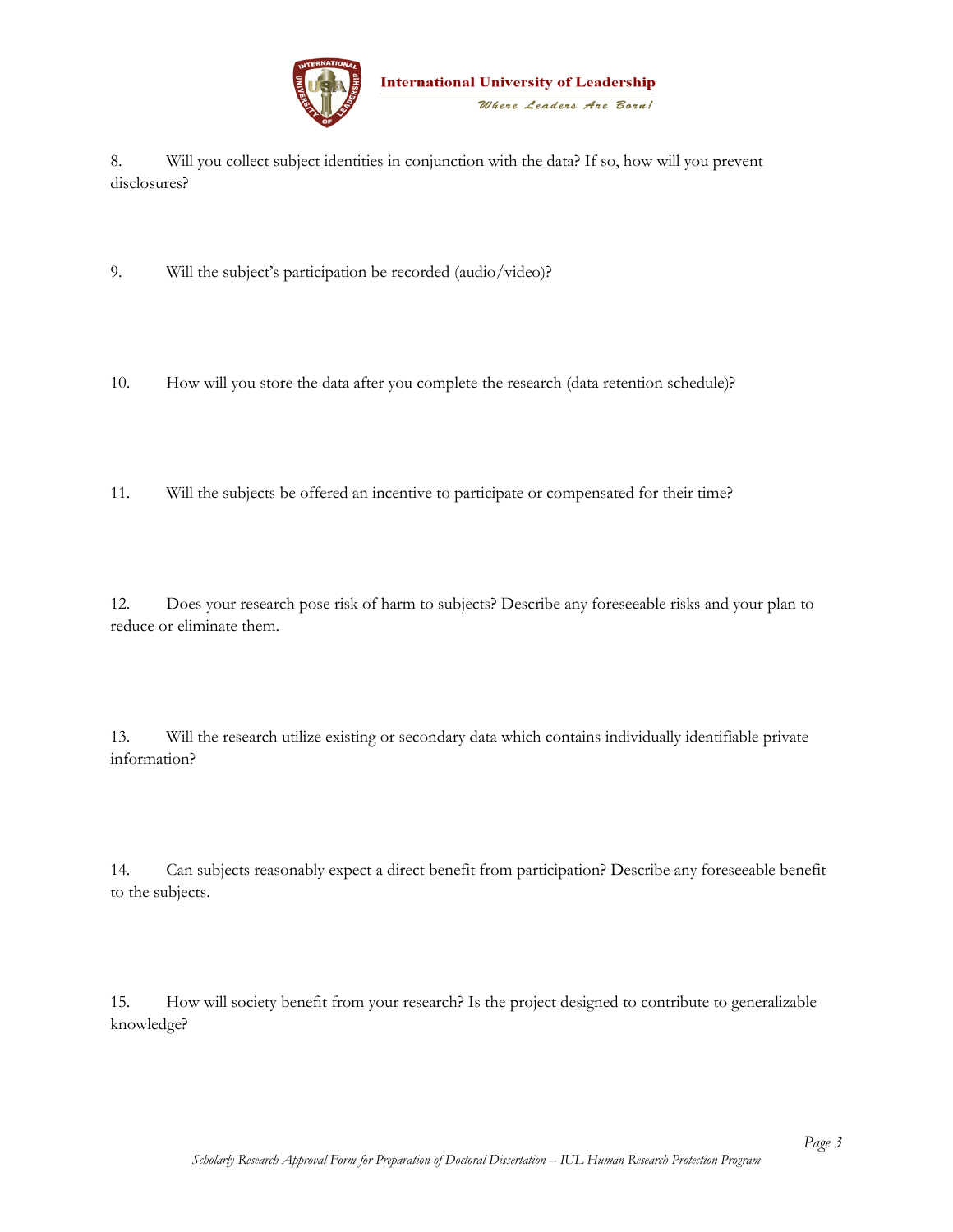8. Will you collect subject identities in conjunction with the data? If so, how will you prevent disclosures?

9. Will the subject's participation be recorded (audio/video)?

10. How will you store the data after you complete the research (data retention schedule)?

11. Will the subjects be offered an incentive to participate or compensated for their time?

12. Does your research pose risk of harm to subjects? Describe any foreseeable risks and your plan to reduce or eliminate them.

13. Will the research utilize existing or secondary data which contains individually identifiable private information?

14. Can subjects reasonably expect a direct benefit from participation? Describe any foreseeable benefit to the subjects.

15. How will society benefit from your research? Is the project designed to contribute to generalizable knowledge?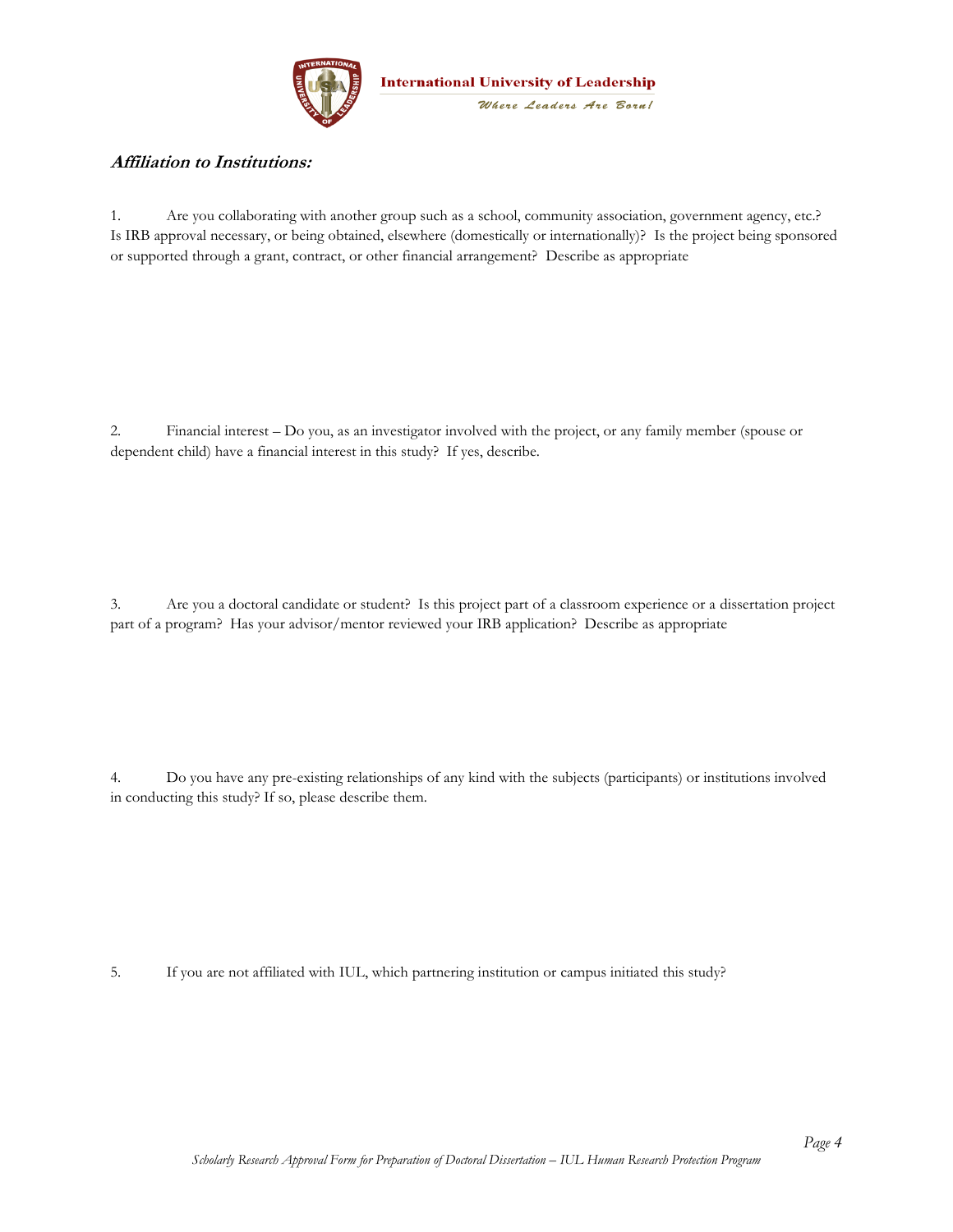## *Affiliation to Institutions:*

1. Are you collaborating with another group such as a school, community association, government agency, etc.? Is IRB approval necessary, or being obtained, elsewhere (domestically or internationally)? Is the project being sponsored or supported through a grant, contract, or other financial arrangement? Describe as appropriate

2. Financial interest – Do you, as an investigator involved with the project, or any family member (spouse or dependent child) have a financial interest in this study? If yes, describe.

3. Are you a doctoral candidate or student? Is this project part of a classroom experience or a dissertation project part of a program? Has your advisor/mentor reviewed your IRB application? Describe as appropriate

4. Do you have any pre-existing relationships of any kind with the subjects (participants) or institutions involved in conducting this study? If so, please describe them.

5. If you are not affiliated with IUL, which partnering institution or campus initiated this study?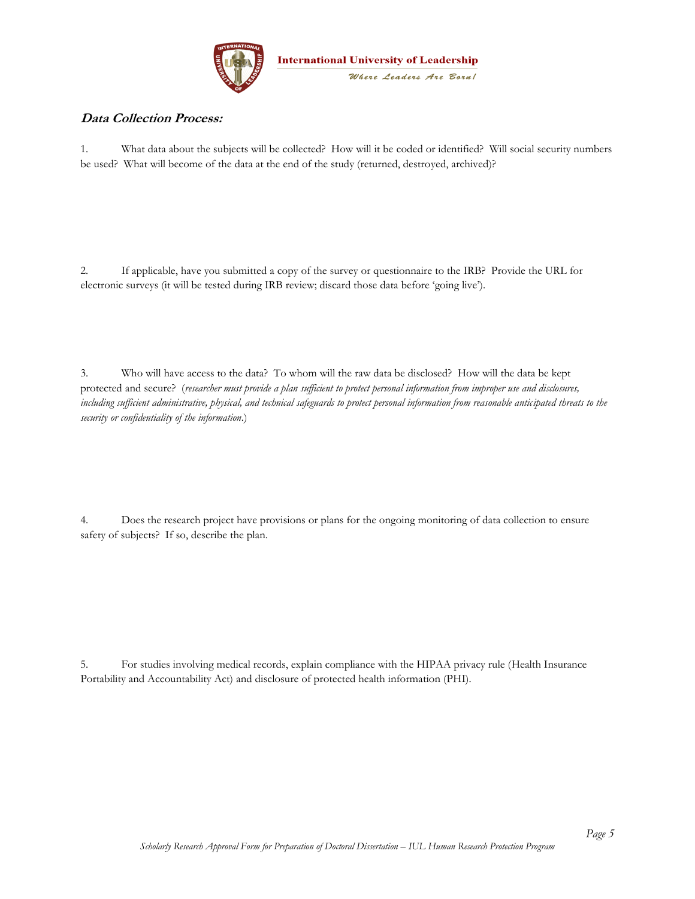### *Data Collection Process:*

1. What data about the subjects will be collected? How will it be coded or identified? Will social security numbers be used? What will become of the data at the end of the study (returned, destroyed, archived)?

2. If applicable, have you submitted a copy of the survey or questionnaire to the IRB? Provide the URL for electronic surveys (it will be tested during IRB review; discard those data before 'going live').

3. Who will have access to the data? To whom will the raw data be disclosed? How will the data be kept protected and secure? (*researcher must provide a plan sufficient to protect personal information from improper use and disclosures, including sufficient administrative, physical, and technical safeguards to protect personal information from reasonable anticipated threats to the security or confidentiality of the information*.)

4. Does the research project have provisions or plans for the ongoing monitoring of data collection to ensure safety of subjects? If so, describe the plan.

5. For studies involving medical records, explain compliance with the HIPAA privacy rule (Health Insurance Portability and Accountability Act) and disclosure of protected health information (PHI).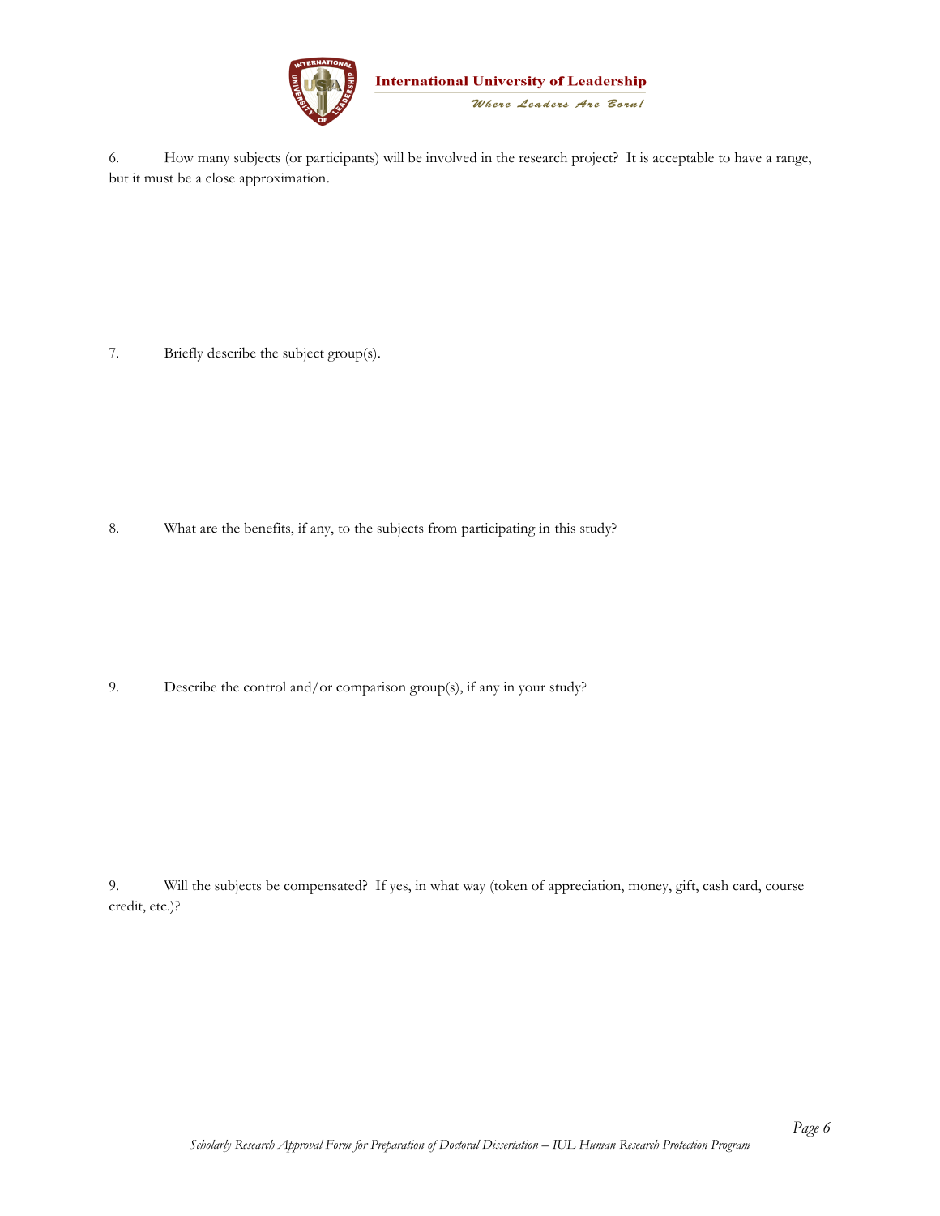6. How many subjects (or participants) will be involved in the research project? It is acceptable to have a range, but it must be a close approximation.

7. Briefly describe the subject group(s).

8. What are the benefits, if any, to the subjects from participating in this study?

9. Describe the control and/or comparison group(s), if any in your study?

9. Will the subjects be compensated? If yes, in what way (token of appreciation, money, gift, cash card, course credit, etc.)?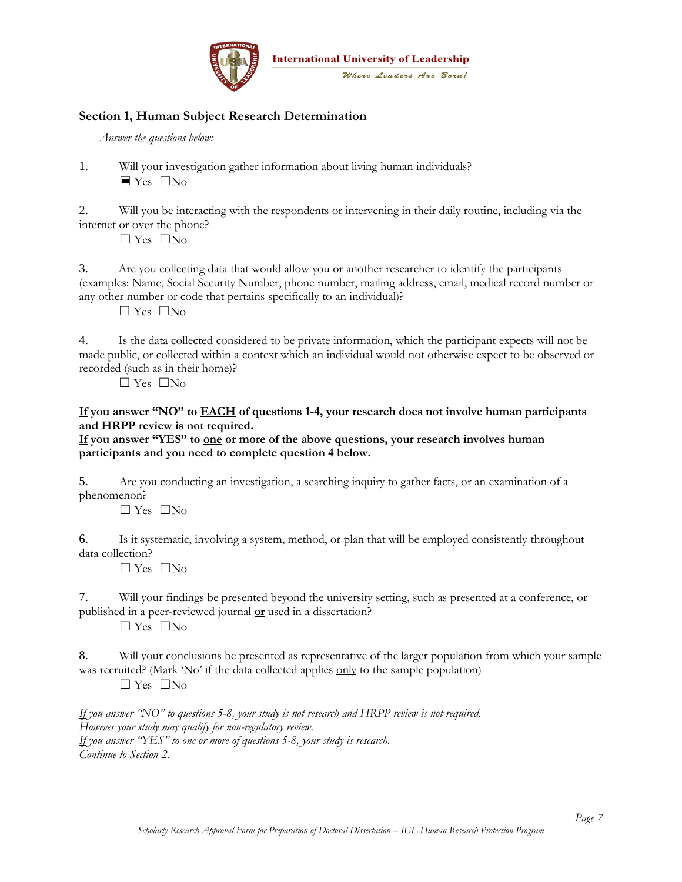International University of Leadership

*Where Leaders Are Born!*

## Section 1, Human Subject Research Determination

*Answer the questions below:*

1. Will your investigation gather information about living human individuals?
   ■ Yes ☐No

2. Will you be interacting with the respondents or intervening in their daily routine, including via the internet or over the phone?
   ☐ Yes ☐No

3. Are you collecting data that would allow you or another researcher to identify the participants (examples: Name, Social Security Number, phone number, mailing address, email, medical record number or any other number or code that pertains specifically to an individual)?
   ☐ Yes ☐No

4. Is the data collected considered to be private information, which the participant expects will not be made public, or collected within a context which an individual would not otherwise expect to be observed or recorded (such as in their home)?
   ☐ Yes ☐No

**If you answer "NO" to EACH of questions 1-4, your research does not involve human participants and HRPP review is not required.**
**If you answer "YES" to one or more of the above questions, your research involves human participants and you need to complete question 4 below.**

5. Are you conducting an investigation, a searching inquiry to gather facts, or an examination of a phenomenon?
   ☐ Yes ☐No

6. Is it systematic, involving a system, method, or plan that will be employed consistently throughout data collection?
   ☐ Yes ☐No

7. Will your findings be presented beyond the university setting, such as presented at a conference, or published in a peer-reviewed journal **or** used in a dissertation?
   ☐ Yes ☐No

8. Will your conclusions be presented as representative of the larger population from which your sample was recruited? (Mark 'No' if the data collected applies only to the sample population)
   ☐ Yes ☐No

*If you answer "NO" to questions 5-8, your study is not research and HRPP review is not required.*
*However your study may qualify for non-regulatory review.*
*If you answer "YES" to one or more of questions 5-8, your study is research.*
*Continue to Section 2.*

*Scholarly Research Approval Form for Preparation of Doctoral Dissertation – IUL Human Research Protection Program*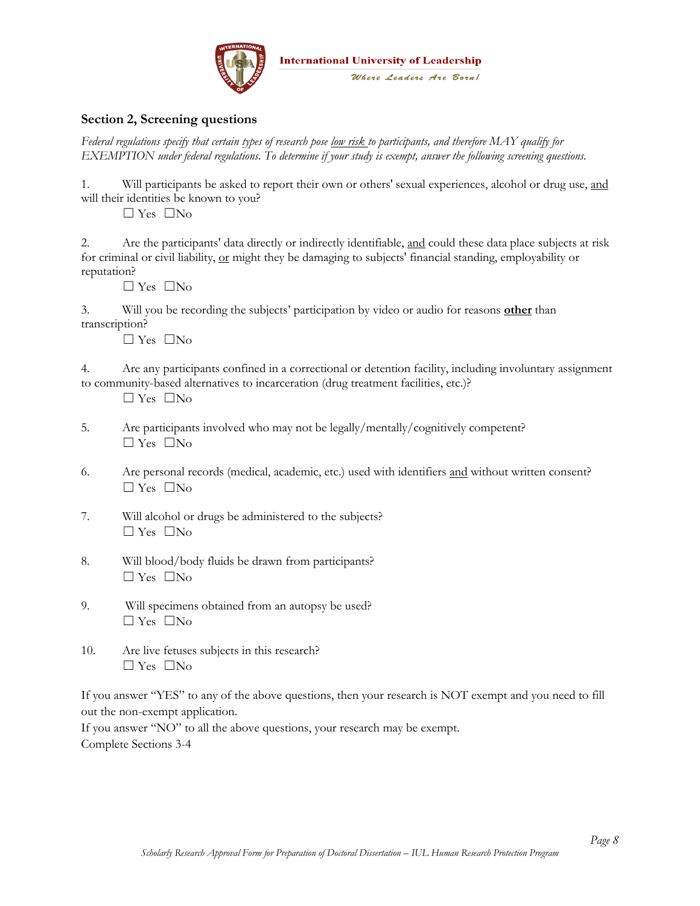## Section 2, Screening questions

*Federal regulations specify that certain types of research pose* *<u>low risk</u>* *to participants, and therefore MAY qualify for EXEMPTION under federal regulations. To determine if your study is exempt, answer the following screening questions.*

1. Will participants be asked to report their own or others' sexual experiences, alcohol or drug use, <u>and</u> will their identities be known to you?

   ☐ Yes ☐No

2. Are the participants' data directly or indirectly identifiable, <u>and</u> could these data place subjects at risk for criminal or civil liability, <u>or</u> might they be damaging to subjects' financial standing, employability or reputation?

   ☐ Yes ☐No

3. Will you be recording the subjects' participation by video or audio for reasons **<u>other</u>** than transcription?

   ☐ Yes ☐No

4. Are any participants confined in a correctional or detention facility, including involuntary assignment to community-based alternatives to incarceration (drug treatment facilities, etc.)?

   ☐ Yes ☐No

5. Are participants involved who may not be legally/mentally/cognitively competent?

   ☐ Yes ☐No

6. Are personal records (medical, academic, etc.) used with identifiers <u>and</u> without written consent?

   ☐ Yes ☐No

7. Will alcohol or drugs be administered to the subjects?

   ☐ Yes ☐No

8. Will blood/body fluids be drawn from participants?

   ☐ Yes ☐No

9. Will specimens obtained from an autopsy be used?

   ☐ Yes ☐No

10. Are live fetuses subjects in this research?

    ☐ Yes ☐No

If you answer "YES" to any of the above questions, then your research is NOT exempt and you need to fill out the non-exempt application.

If you answer "NO" to all the above questions, your research may be exempt.

Complete Sections 3-4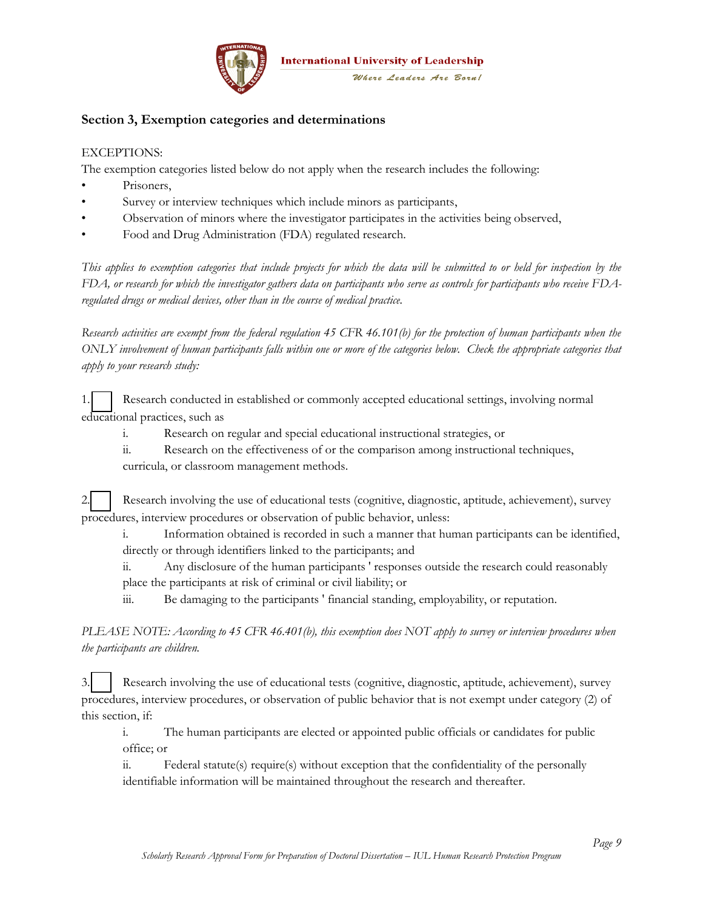## Section 3, Exemption categories and determinations

EXCEPTIONS:

The exemption categories listed below do not apply when the research includes the following:

- Prisoners,
- Survey or interview techniques which include minors as participants,
- Observation of minors where the investigator participates in the activities being observed,
- Food and Drug Administration (FDA) regulated research.

*This applies to exemption categories that include projects for which the data will be submitted to or held for inspection by the FDA, or research for which the investigator gathers data on participants who serve as controls for participants who receive FDA-regulated drugs or medical devices, other than in the course of medical practice.*

*Research activities are exempt from the federal regulation 45 CFR 46.101(b) for the protection of human participants when the ONLY involvement of human participants falls within one or more of the categories below. Check the appropriate categories that apply to your research study:*

1. ☐ Research conducted in established or commonly accepted educational settings, involving normal educational practices, such as
   - i. Research on regular and special educational instructional strategies, or
   - ii. Research on the effectiveness of or the comparison among instructional techniques, curricula, or classroom management methods.

2. ☐ Research involving the use of educational tests (cognitive, diagnostic, aptitude, achievement), survey procedures, interview procedures or observation of public behavior, unless:
   - i. Information obtained is recorded in such a manner that human participants can be identified, directly or through identifiers linked to the participants; and
   - ii. Any disclosure of the human participants ' responses outside the research could reasonably place the participants at risk of criminal or civil liability; or
   - iii. Be damaging to the participants ' financial standing, employability, or reputation.

*PLEASE NOTE: According to 45 CFR 46.401(b), this exemption does NOT apply to survey or interview procedures when the participants are children.*

3. ☐ Research involving the use of educational tests (cognitive, diagnostic, aptitude, achievement), survey procedures, interview procedures, or observation of public behavior that is not exempt under category (2) of this section, if:
   - i. The human participants are elected or appointed public officials or candidates for public office; or
   - ii. Federal statute(s) require(s) without exception that the confidentiality of the personally identifiable information will be maintained throughout the research and thereafter.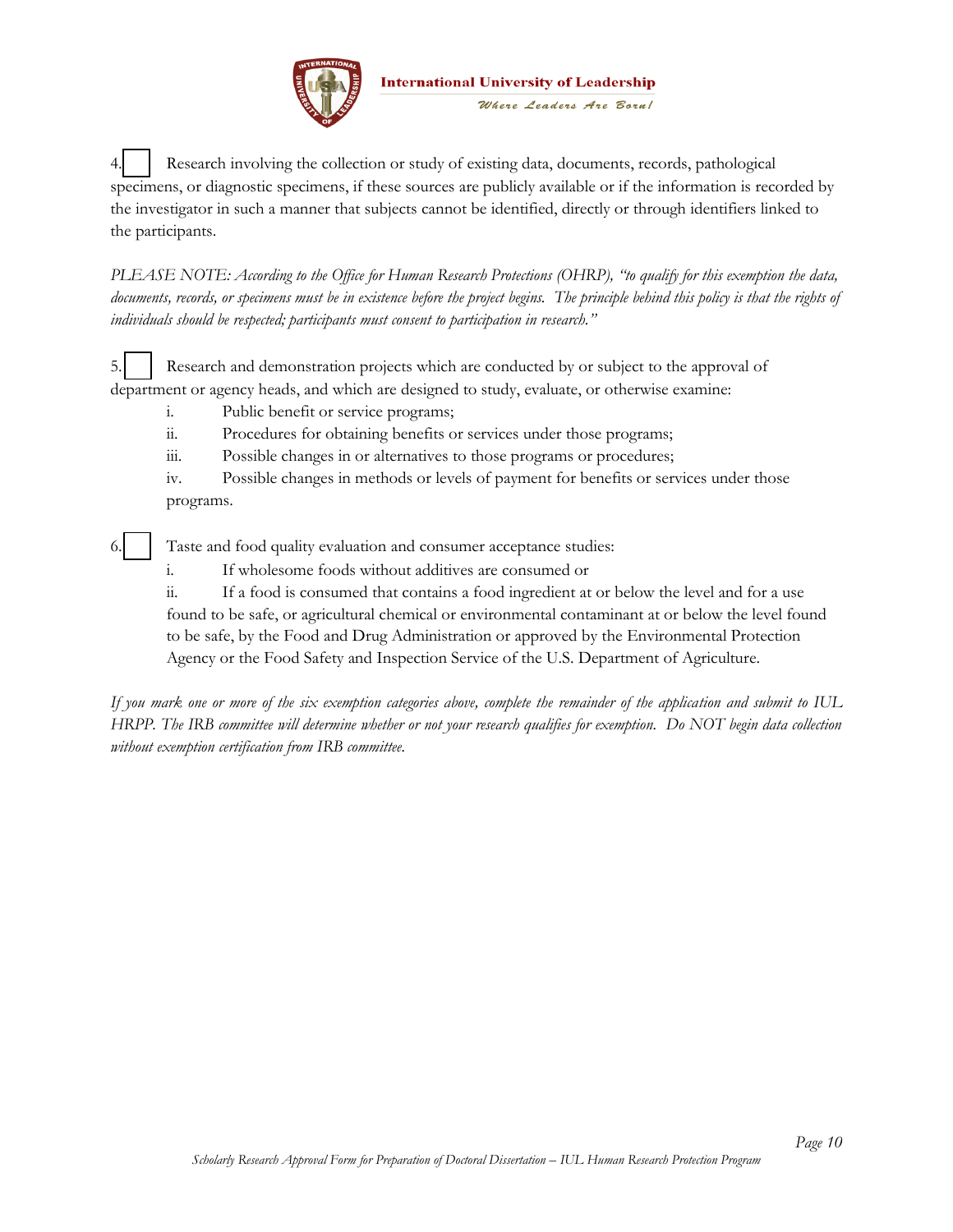4. ☐ Research involving the collection or study of existing data, documents, records, pathological specimens, or diagnostic specimens, if these sources are publicly available or if the information is recorded by the investigator in such a manner that subjects cannot be identified, directly or through identifiers linked to the participants.

*PLEASE NOTE: According to the Office for Human Research Protections (OHRP), "to qualify for this exemption the data, documents, records, or specimens must be in existence before the project begins. The principle behind this policy is that the rights of individuals should be respected; participants must consent to participation in research."*

5. ☐ Research and demonstration projects which are conducted by or subject to the approval of department or agency heads, and which are designed to study, evaluate, or otherwise examine:
   - i. Public benefit or service programs;
   - ii. Procedures for obtaining benefits or services under those programs;
   - iii. Possible changes in or alternatives to those programs or procedures;
   - iv. Possible changes in methods or levels of payment for benefits or services under those programs.

6. ☐ Taste and food quality evaluation and consumer acceptance studies:
   - i. If wholesome foods without additives are consumed or
   - ii. If a food is consumed that contains a food ingredient at or below the level and for a use found to be safe, or agricultural chemical or environmental contaminant at or below the level found to be safe, by the Food and Drug Administration or approved by the Environmental Protection Agency or the Food Safety and Inspection Service of the U.S. Department of Agriculture.

*If you mark one or more of the six exemption categories above, complete the remainder of the application and submit to IUL HRPP. The IRB committee will determine whether or not your research qualifies for exemption. Do NOT begin data collection without exemption certification from IRB committee.*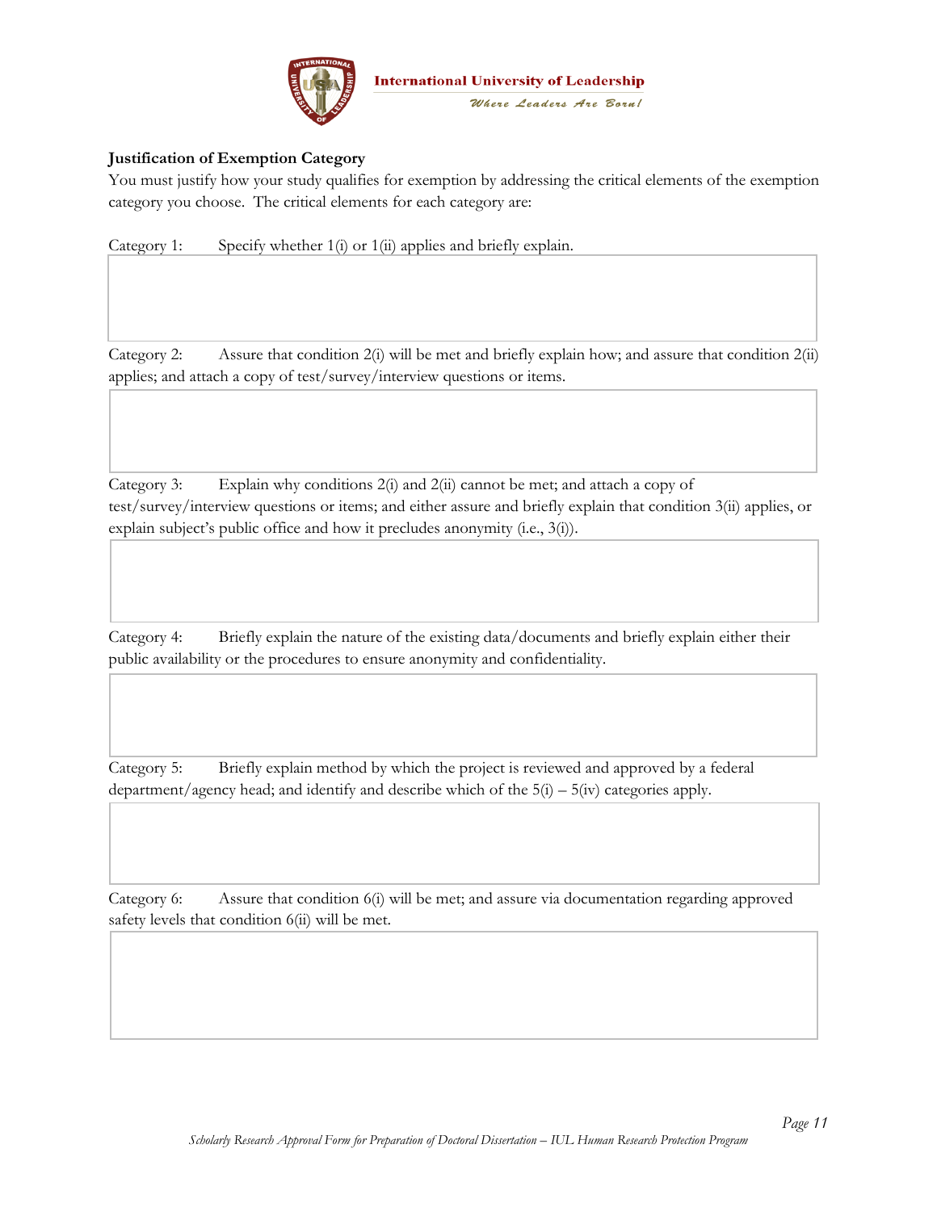**Justification of Exemption Category**

You must justify how your study qualifies for exemption by addressing the critical elements of the exemption category you choose. The critical elements for each category are:

Category 1: Specify whether 1(i) or 1(ii) applies and briefly explain.

Category 2: Assure that condition 2(i) will be met and briefly explain how; and assure that condition 2(ii) applies; and attach a copy of test/survey/interview questions or items.

Category 3: Explain why conditions 2(i) and 2(ii) cannot be met; and attach a copy of test/survey/interview questions or items; and either assure and briefly explain that condition 3(ii) applies, or explain subject's public office and how it precludes anonymity (i.e., 3(i)).

Category 4: Briefly explain the nature of the existing data/documents and briefly explain either their public availability or the procedures to ensure anonymity and confidentiality.

Category 5: Briefly explain method by which the project is reviewed and approved by a federal department/agency head; and identify and describe which of the 5(i) – 5(iv) categories apply.

Category 6: Assure that condition 6(i) will be met; and assure via documentation regarding approved safety levels that condition 6(ii) will be met.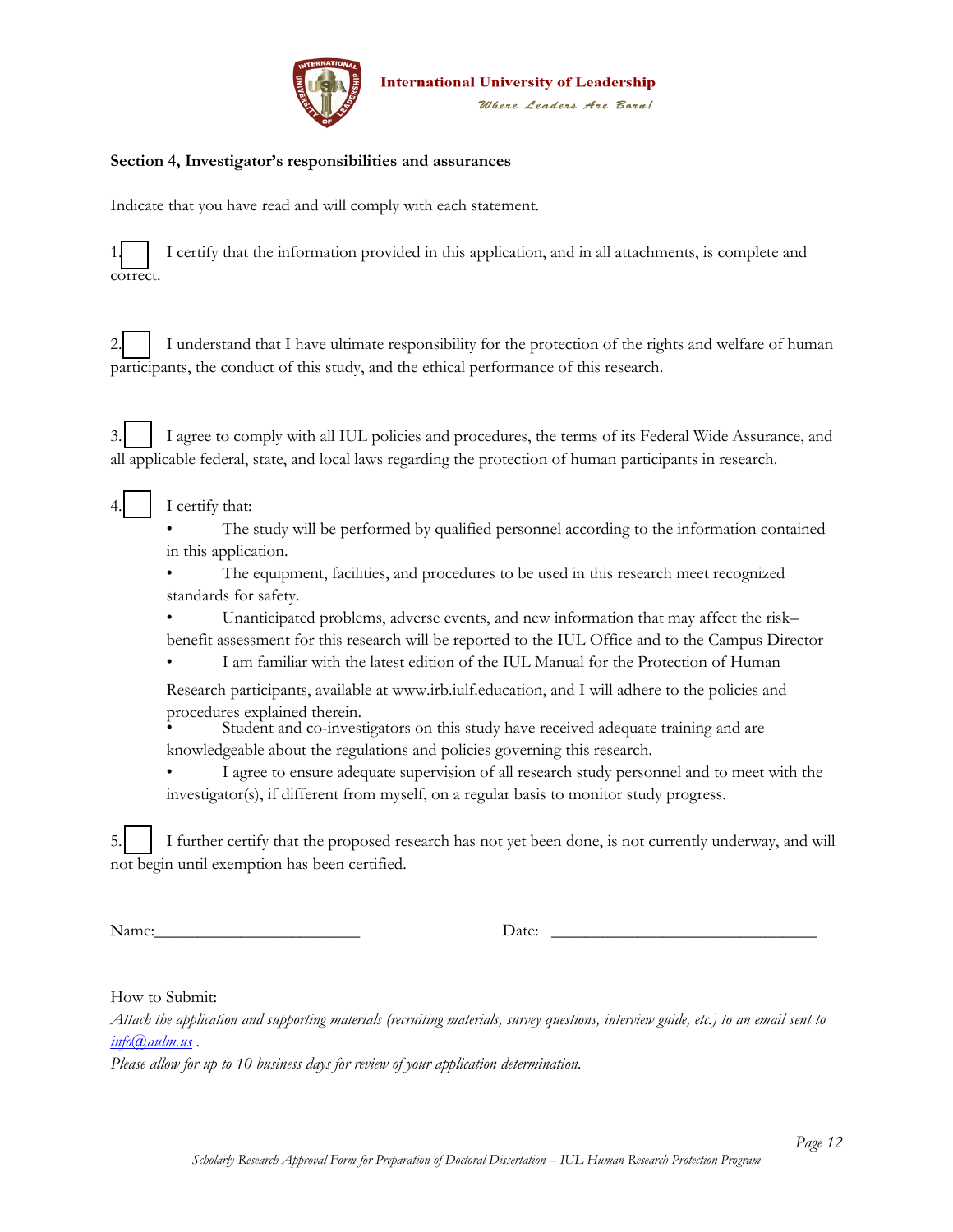International University of Leadership

*Where Leaders Are Born!*

**Section 4, Investigator's responsibilities and assurances**

Indicate that you have read and will comply with each statement.

1. ☐ I certify that the information provided in this application, and in all attachments, is complete and correct.

2. ☐ I understand that I have ultimate responsibility for the protection of the rights and welfare of human participants, the conduct of this study, and the ethical performance of this research.

3. ☐ I agree to comply with all IUL policies and procedures, the terms of its Federal Wide Assurance, and all applicable federal, state, and local laws regarding the protection of human participants in research.

4. ☐ I certify that:
   - The study will be performed by qualified personnel according to the information contained in this application.
   - The equipment, facilities, and procedures to be used in this research meet recognized standards for safety.
   - Unanticipated problems, adverse events, and new information that may affect the risk–benefit assessment for this research will be reported to the IUL Office and to the Campus Director
   - I am familiar with the latest edition of the IUL Manual for the Protection of Human Research participants, available at www.irb.iulf.education, and I will adhere to the policies and procedures explained therein.
   - Student and co-investigators on this study have received adequate training and are knowledgeable about the regulations and policies governing this research.
   - I agree to ensure adequate supervision of all research study personnel and to meet with the investigator(s), if different from myself, on a regular basis to monitor study progress.

5. ☐ I further certify that the proposed research has not yet been done, is not currently underway, and will not begin until exemption has been certified.

Name:________________________ Date: ________________________________

How to Submit:

*Attach the application and supporting materials (recruiting materials, survey questions, interview guide, etc.) to an email sent to [info@aulm.us](mailto:info@aulm.us) .*

*Please allow for up to 10 business days for review of your application determination.*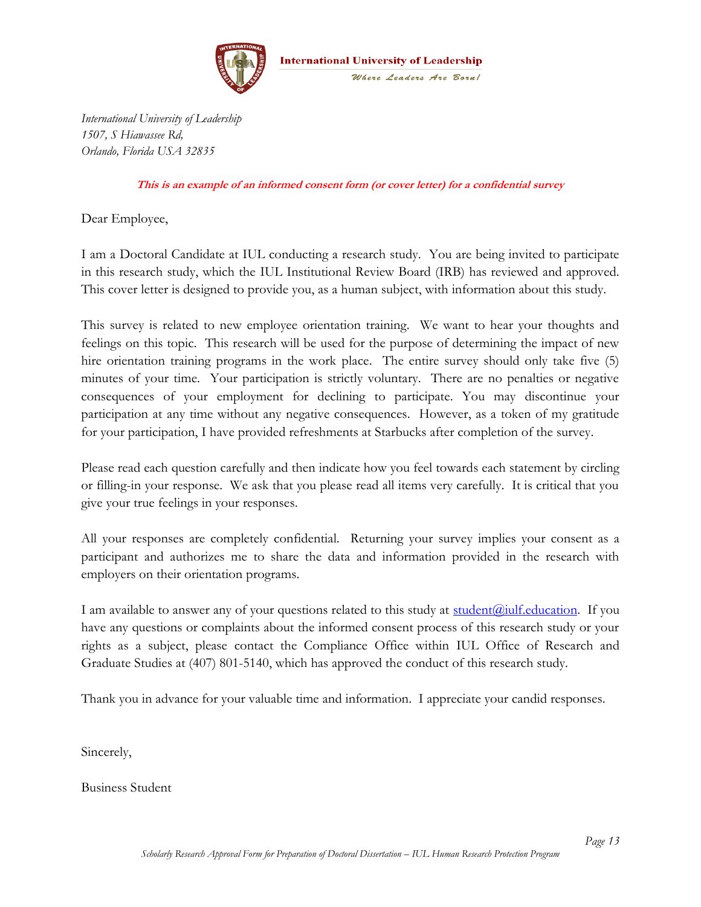**International University of Leadership**

*Where Leaders Are Born!*

*International University of Leadership*
*1507, S Hiawassee Rd,*
*Orlando, Florida USA 32835*

***This is an example of an informed consent form (or cover letter) for a confidential survey***

Dear Employee,

I am a Doctoral Candidate at IUL conducting a research study. You are being invited to participate in this research study, which the IUL Institutional Review Board (IRB) has reviewed and approved. This cover letter is designed to provide you, as a human subject, with information about this study.

This survey is related to new employee orientation training. We want to hear your thoughts and feelings on this topic. This research will be used for the purpose of determining the impact of new hire orientation training programs in the work place. The entire survey should only take five (5) minutes of your time. Your participation is strictly voluntary. There are no penalties or negative consequences of your employment for declining to participate. You may discontinue your participation at any time without any negative consequences. However, as a token of my gratitude for your participation, I have provided refreshments at Starbucks after completion of the survey.

Please read each question carefully and then indicate how you feel towards each statement by circling or filling-in your response. We ask that you please read all items very carefully. It is critical that you give your true feelings in your responses.

All your responses are completely confidential. Returning your survey implies your consent as a participant and authorizes me to share the data and information provided in the research with employers on their orientation programs.

I am available to answer any of your questions related to this study at student@iulf.education. If you have any questions or complaints about the informed consent process of this research study or your rights as a subject, please contact the Compliance Office within IUL Office of Research and Graduate Studies at (407) 801-5140, which has approved the conduct of this research study.

Thank you in advance for your valuable time and information. I appreciate your candid responses.

Sincerely,

Business Student